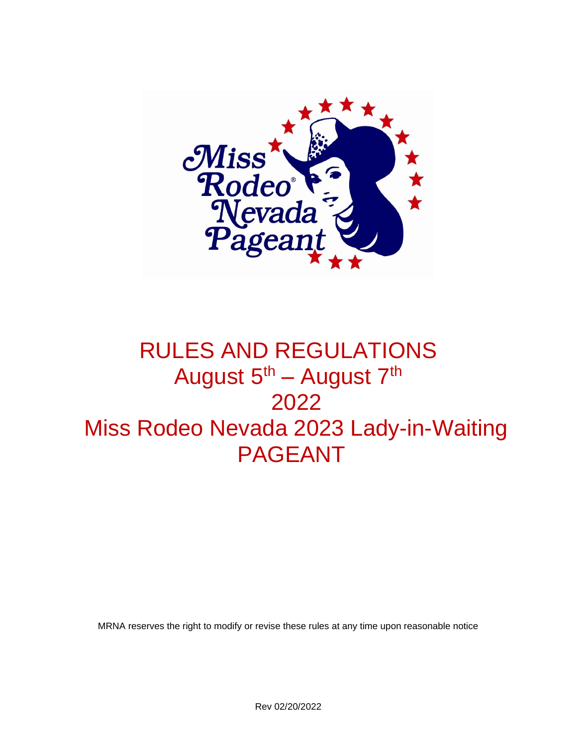Miss Rodeo® Nevada Pageant

# RULES AND REGULATIONS
# August 5th – August 7th
# 2022
# Miss Rodeo Nevada 2023 Lady-in-Waiting
# PAGEANT

MRNA reserves the right to modify or revise these rules at any time upon reasonable notice

Rev 02/20/2022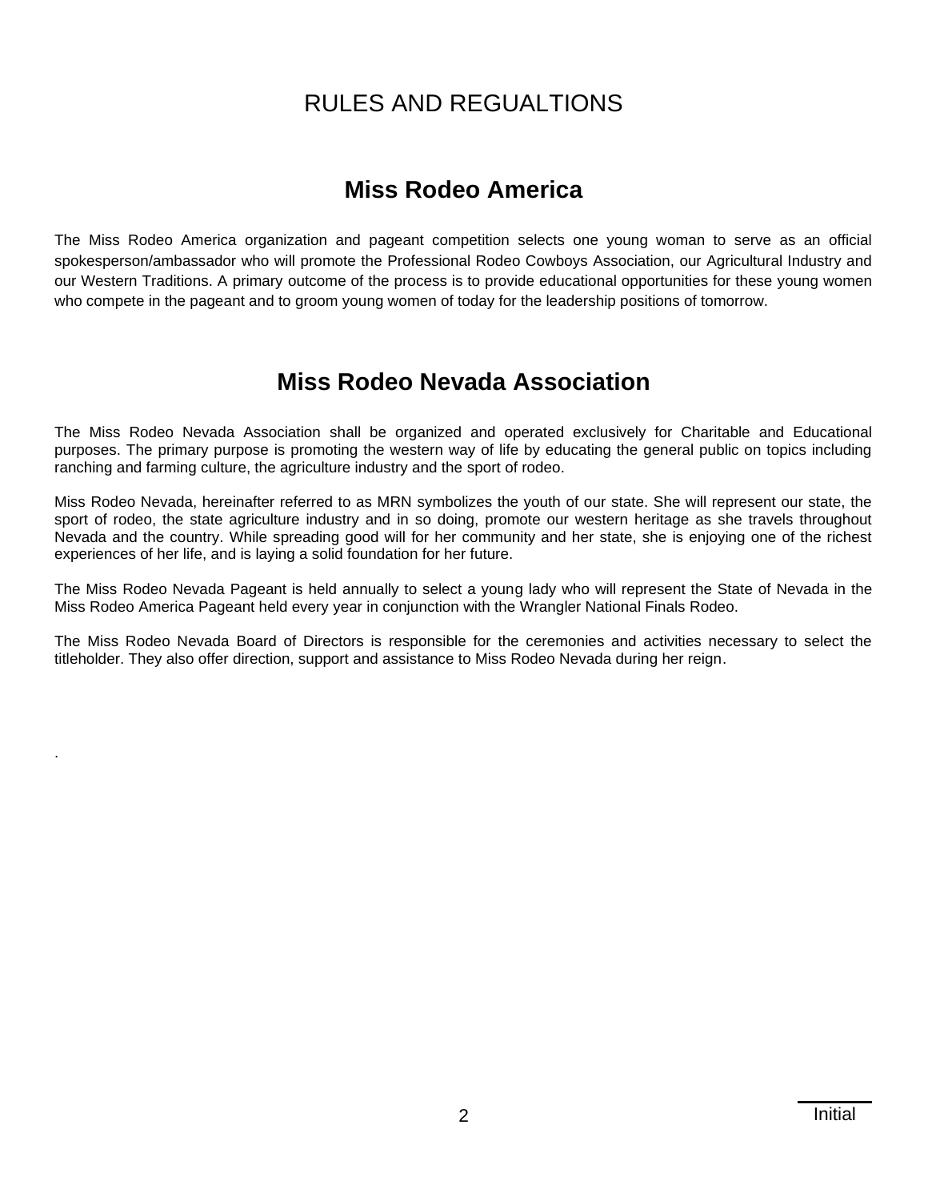# RULES AND REGUALTIONS

## Miss Rodeo America

The Miss Rodeo America organization and pageant competition selects one young woman to serve as an official spokesperson/ambassador who will promote the Professional Rodeo Cowboys Association, our Agricultural Industry and our Western Traditions. A primary outcome of the process is to provide educational opportunities for these young women who compete in the pageant and to groom young women of today for the leadership positions of tomorrow.

## Miss Rodeo Nevada Association

The Miss Rodeo Nevada Association shall be organized and operated exclusively for Charitable and Educational purposes. The primary purpose is promoting the western way of life by educating the general public on topics including ranching and farming culture, the agriculture industry and the sport of rodeo.

Miss Rodeo Nevada, hereinafter referred to as MRN symbolizes the youth of our state. She will represent our state, the sport of rodeo, the state agriculture industry and in so doing, promote our western heritage as she travels throughout Nevada and the country. While spreading good will for her community and her state, she is enjoying one of the richest experiences of her life, and is laying a solid foundation for her future.

The Miss Rodeo Nevada Pageant is held annually to select a young lady who will represent the State of Nevada in the Miss Rodeo America Pageant held every year in conjunction with the Wrangler National Finals Rodeo.

The Miss Rodeo Nevada Board of Directors is responsible for the ceremonies and activities necessary to select the titleholder. They also offer direction, support and assistance to Miss Rodeo Nevada during her reign.

.

Initial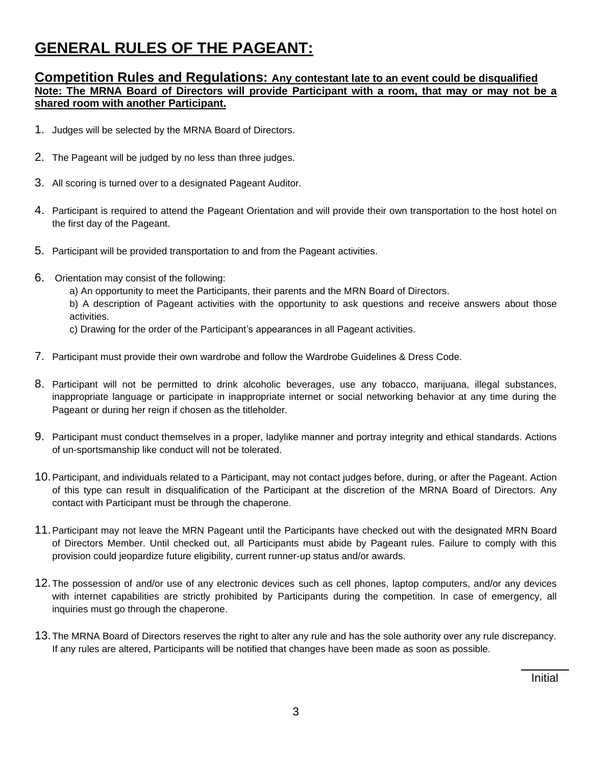# GENERAL RULES OF THE PAGEANT:

## Competition Rules and Regulations: Any contestant late to an event could be disqualified

**Note: The MRNA Board of Directors will provide Participant with a room, that may or may not be a shared room with another Participant.**

1. Judges will be selected by the MRNA Board of Directors.
2. The Pageant will be judged by no less than three judges.
3. All scoring is turned over to a designated Pageant Auditor.
4. Participant is required to attend the Pageant Orientation and will provide their own transportation to the host hotel on the first day of the Pageant.
5. Participant will be provided transportation to and from the Pageant activities.
6. Orientation may consist of the following:
   a) An opportunity to meet the Participants, their parents and the MRN Board of Directors.
   b) A description of Pageant activities with the opportunity to ask questions and receive answers about those activities.
   c) Drawing for the order of the Participant's appearances in all Pageant activities.
7. Participant must provide their own wardrobe and follow the Wardrobe Guidelines & Dress Code.
8. Participant will not be permitted to drink alcoholic beverages, use any tobacco, marijuana, illegal substances, inappropriate language or participate in inappropriate internet or social networking behavior at any time during the Pageant or during her reign if chosen as the titleholder.
9. Participant must conduct themselves in a proper, ladylike manner and portray integrity and ethical standards. Actions of un-sportsmanship like conduct will not be tolerated.
10. Participant, and individuals related to a Participant, may not contact judges before, during, or after the Pageant. Action of this type can result in disqualification of the Participant at the discretion of the MRNA Board of Directors. Any contact with Participant must be through the chaperone.
11. Participant may not leave the MRN Pageant until the Participants have checked out with the designated MRN Board of Directors Member. Until checked out, all Participants must abide by Pageant rules. Failure to comply with this provision could jeopardize future eligibility, current runner-up status and/or awards.
12. The possession of and/or use of any electronic devices such as cell phones, laptop computers, and/or any devices with internet capabilities are strictly prohibited by Participants during the competition. In case of emergency, all inquiries must go through the chaperone.
13. The MRNA Board of Directors reserves the right to alter any rule and has the sole authority over any rule discrepancy. If any rules are altered, Participants will be notified that changes have been made as soon as possible.

______ Initial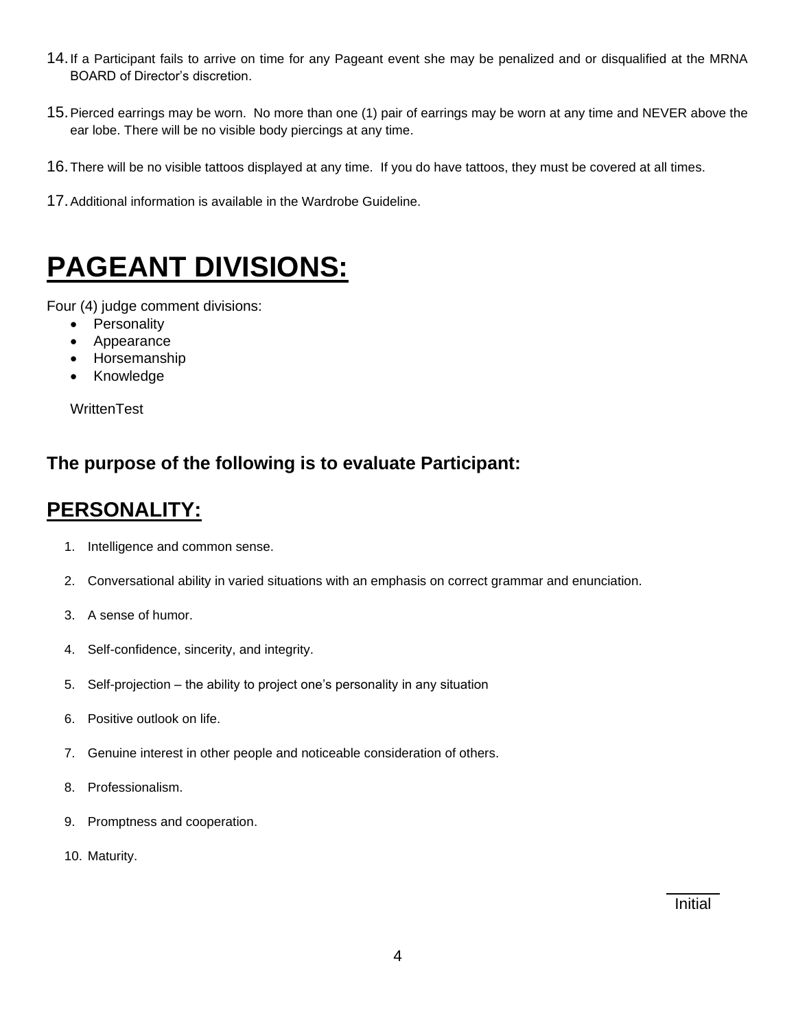14. If a Participant fails to arrive on time for any Pageant event she may be penalized and or disqualified at the MRNA BOARD of Director's discretion.

15. Pierced earrings may be worn. No more than one (1) pair of earrings may be worn at any time and NEVER above the ear lobe. There will be no visible body piercings at any time.

16. There will be no visible tattoos displayed at any time. If you do have tattoos, they must be covered at all times.

17. Additional information is available in the Wardrobe Guideline.

# PAGEANT DIVISIONS:

Four (4) judge comment divisions:

- Personality
- Appearance
- Horsemanship
- Knowledge

WrittenTest

### The purpose of the following is to evaluate Participant:

## PERSONALITY:

1. Intelligence and common sense.
2. Conversational ability in varied situations with an emphasis on correct grammar and enunciation.
3. A sense of humor.
4. Self-confidence, sincerity, and integrity.
5. Self-projection – the ability to project one's personality in any situation
6. Positive outlook on life.
7. Genuine interest in other people and noticeable consideration of others.
8. Professionalism.
9. Promptness and cooperation.
10. Maturity.

Initial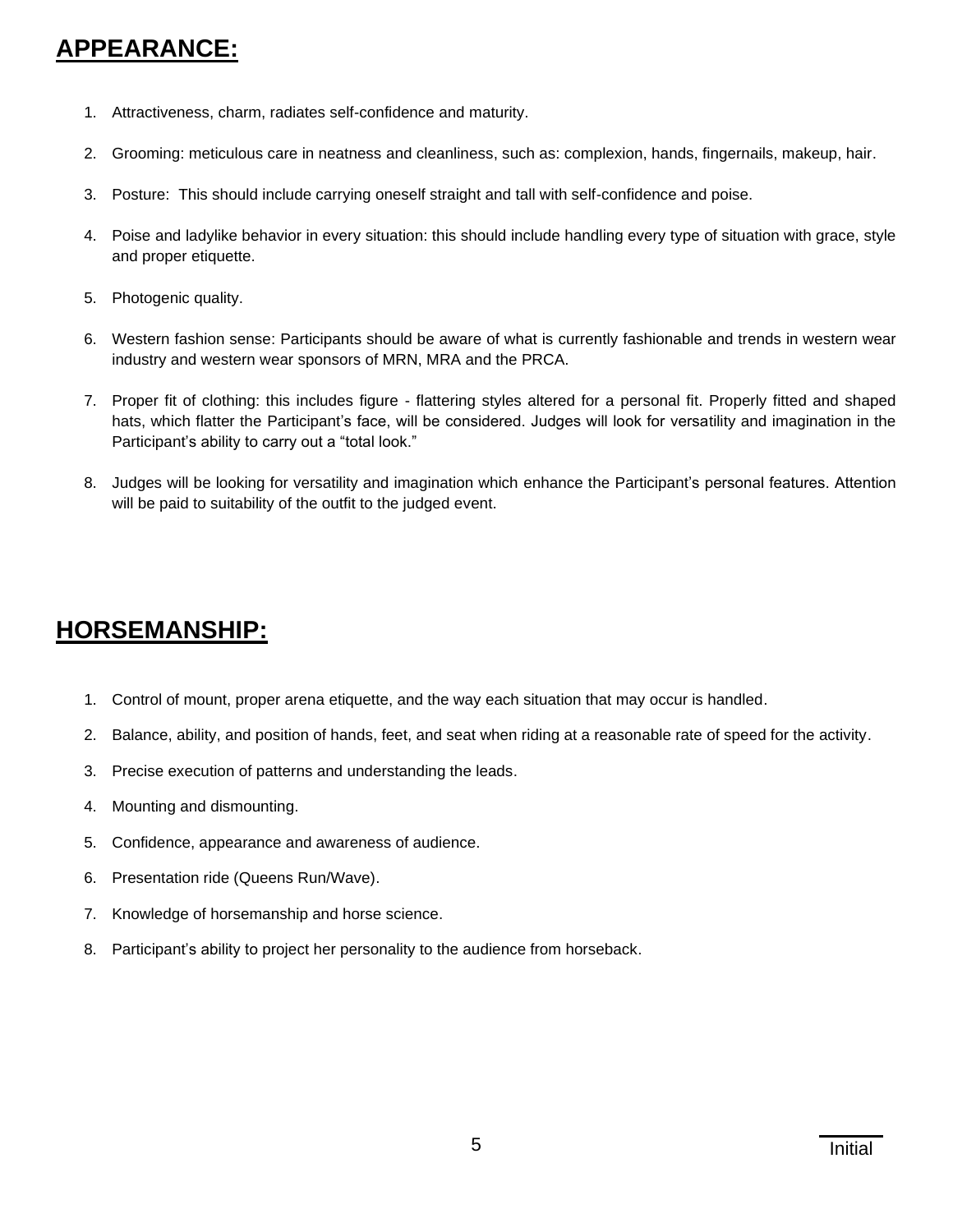## APPEARANCE:

1. Attractiveness, charm, radiates self-confidence and maturity.
2. Grooming: meticulous care in neatness and cleanliness, such as: complexion, hands, fingernails, makeup, hair.
3. Posture: This should include carrying oneself straight and tall with self-confidence and poise.
4. Poise and ladylike behavior in every situation: this should include handling every type of situation with grace, style and proper etiquette.
5. Photogenic quality.
6. Western fashion sense: Participants should be aware of what is currently fashionable and trends in western wear industry and western wear sponsors of MRN, MRA and the PRCA.
7. Proper fit of clothing: this includes figure - flattering styles altered for a personal fit. Properly fitted and shaped hats, which flatter the Participant's face, will be considered. Judges will look for versatility and imagination in the Participant's ability to carry out a "total look."
8. Judges will be looking for versatility and imagination which enhance the Participant's personal features. Attention will be paid to suitability of the outfit to the judged event.

## HORSEMANSHIP:

1. Control of mount, proper arena etiquette, and the way each situation that may occur is handled.
2. Balance, ability, and position of hands, feet, and seat when riding at a reasonable rate of speed for the activity.
3. Precise execution of patterns and understanding the leads.
4. Mounting and dismounting.
5. Confidence, appearance and awareness of audience.
6. Presentation ride (Queens Run/Wave).
7. Knowledge of horsemanship and horse science.
8. Participant's ability to project her personality to the audience from horseback.

Initial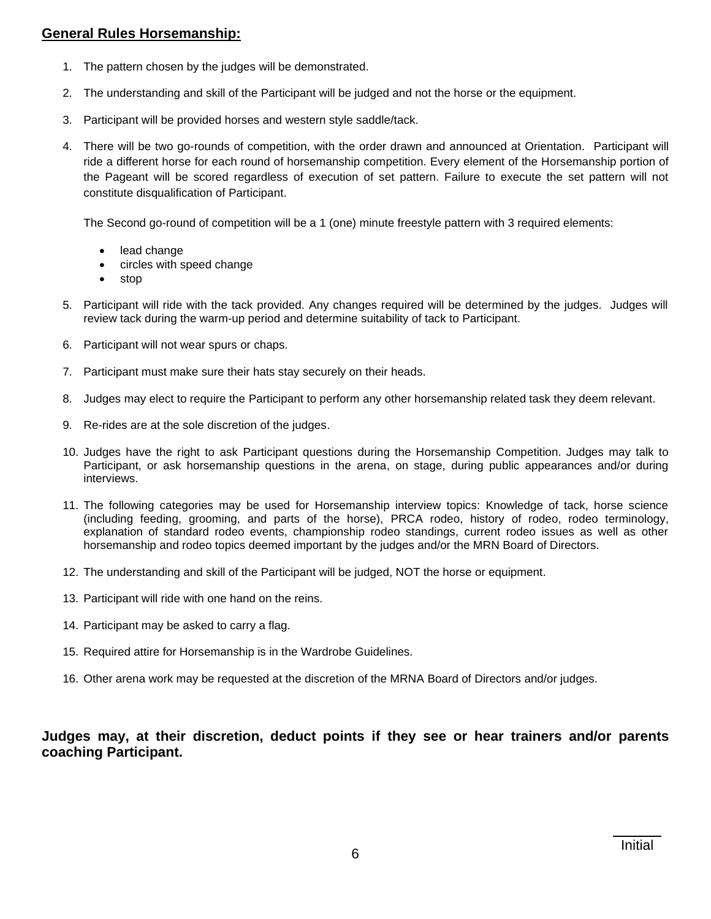## General Rules Horsemanship:

1. The pattern chosen by the judges will be demonstrated.
2. The understanding and skill of the Participant will be judged and not the horse or the equipment.
3. Participant will be provided horses and western style saddle/tack.
4. There will be two go-rounds of competition, with the order drawn and announced at Orientation. Participant will ride a different horse for each round of horsemanship competition. Every element of the Horsemanship portion of the Pageant will be scored regardless of execution of set pattern. Failure to execute the set pattern will not constitute disqualification of Participant.

   The Second go-round of competition will be a 1 (one) minute freestyle pattern with 3 required elements:

   - lead change
   - circles with speed change
   - stop
5. Participant will ride with the tack provided. Any changes required will be determined by the judges. Judges will review tack during the warm-up period and determine suitability of tack to Participant.
6. Participant will not wear spurs or chaps.
7. Participant must make sure their hats stay securely on their heads.
8. Judges may elect to require the Participant to perform any other horsemanship related task they deem relevant.
9. Re-rides are at the sole discretion of the judges.
10. Judges have the right to ask Participant questions during the Horsemanship Competition. Judges may talk to Participant, or ask horsemanship questions in the arena, on stage, during public appearances and/or during interviews.
11. The following categories may be used for Horsemanship interview topics: Knowledge of tack, horse science (including feeding, grooming, and parts of the horse), PRCA rodeo, history of rodeo, rodeo terminology, explanation of standard rodeo events, championship rodeo standings, current rodeo issues as well as other horsemanship and rodeo topics deemed important by the judges and/or the MRN Board of Directors.
12. The understanding and skill of the Participant will be judged, NOT the horse or equipment.
13. Participant will ride with one hand on the reins.
14. Participant may be asked to carry a flag.
15. Required attire for Horsemanship is in the Wardrobe Guidelines.
16. Other arena work may be requested at the discretion of the MRNA Board of Directors and/or judges.

**Judges may, at their discretion, deduct points if they see or hear trainers and/or parents coaching Participant.**

______ Initial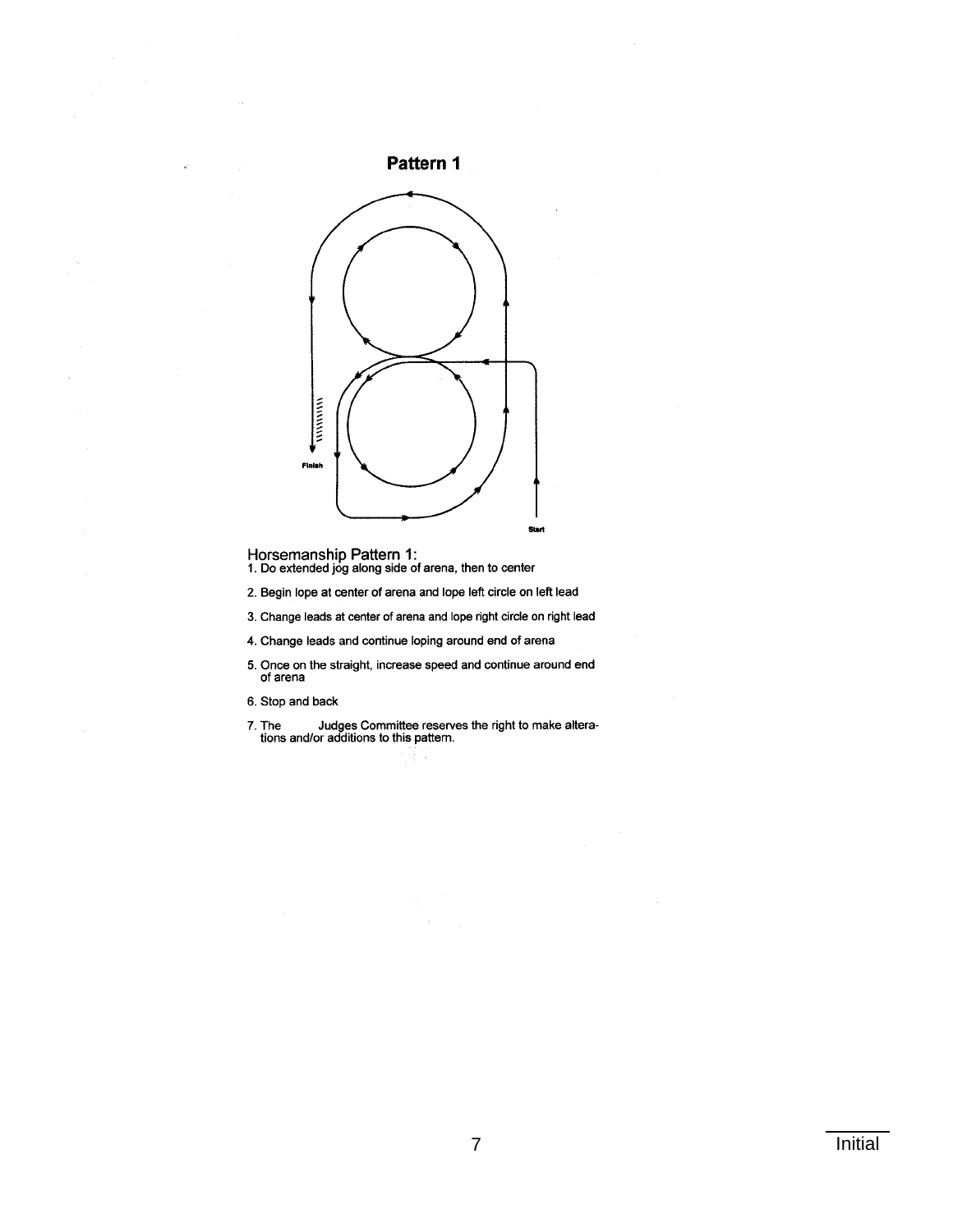## Pattern 1

Finish

Start

### Horsemanship Pattern 1:

1. Do extended jog along side of arena, then to center
2. Begin lope at center of arena and lope left circle on left lead
3. Change leads at center of arena and lope right circle on right lead
4. Change leads and continue loping around end of arena
5. Once on the straight, increase speed and continue around end of arena
6. Stop and back
7. The Judges Committee reserves the right to make alterations and/or additions to this pattern.

Initial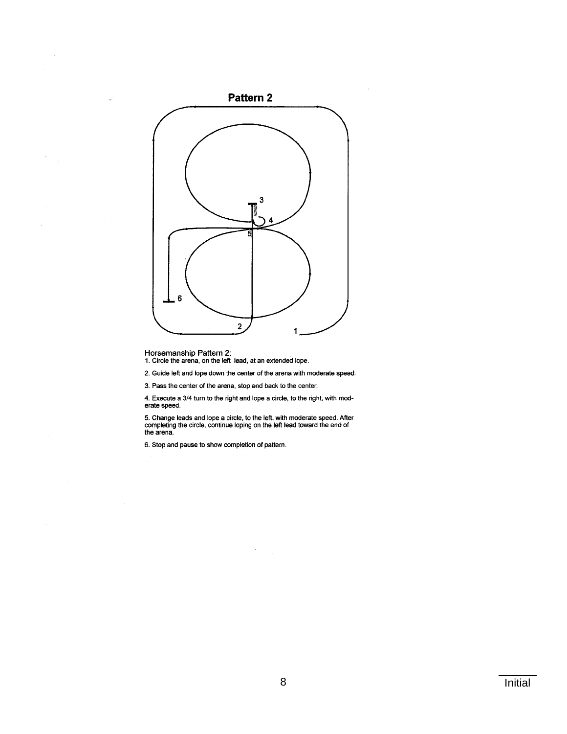# Pattern 2

Horsemanship Pattern 2:

1. Circle the arena, on the left lead, at an extended lope.
2. Guide left and lope down the center of the arena with moderate speed.
3. Pass the center of the arena, stop and back to the center.
4. Execute a 3/4 turn to the right and lope a circle, to the right, with moderate speed.
5. Change leads and lope a circle, to the left, with moderate speed. After completing the circle, continue loping on the left lead toward the end of the arena.
6. Stop and pause to show completion of pattern.

Initial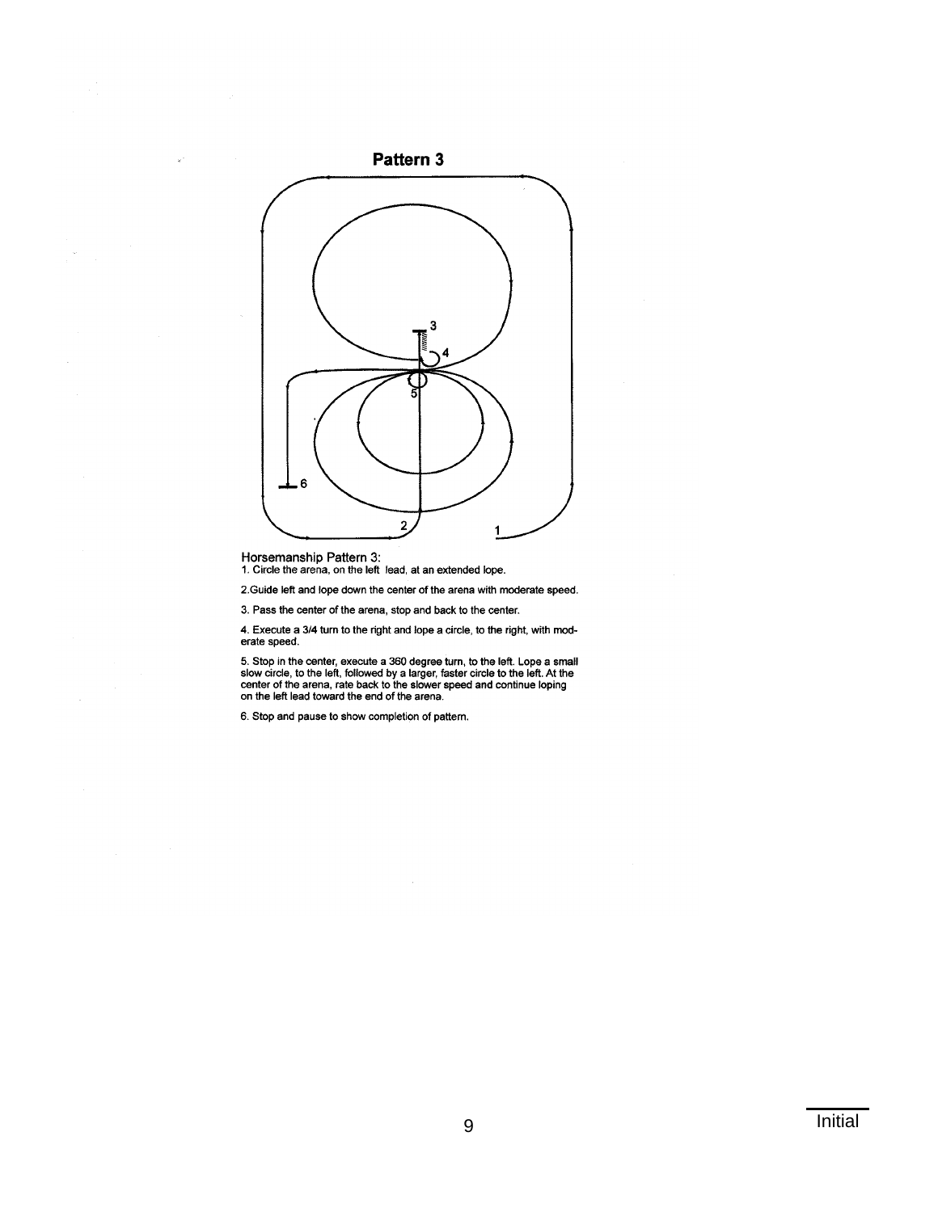## Pattern 3

Horsemanship Pattern 3:

1. Circle the arena, on the left lead, at an extended lope.

2. Guide left and lope down the center of the arena with moderate speed.

3. Pass the center of the arena, stop and back to the center.

4. Execute a 3/4 turn to the right and lope a circle, to the right, with moderate speed.

5. Stop in the center, execute a 360 degree turn, to the left. Lope a small slow circle, to the left, followed by a larger, faster circle to the left. At the center of the arena, rate back to the slower speed and continue loping on the left lead toward the end of the arena.

6. Stop and pause to show completion of pattern.

Initial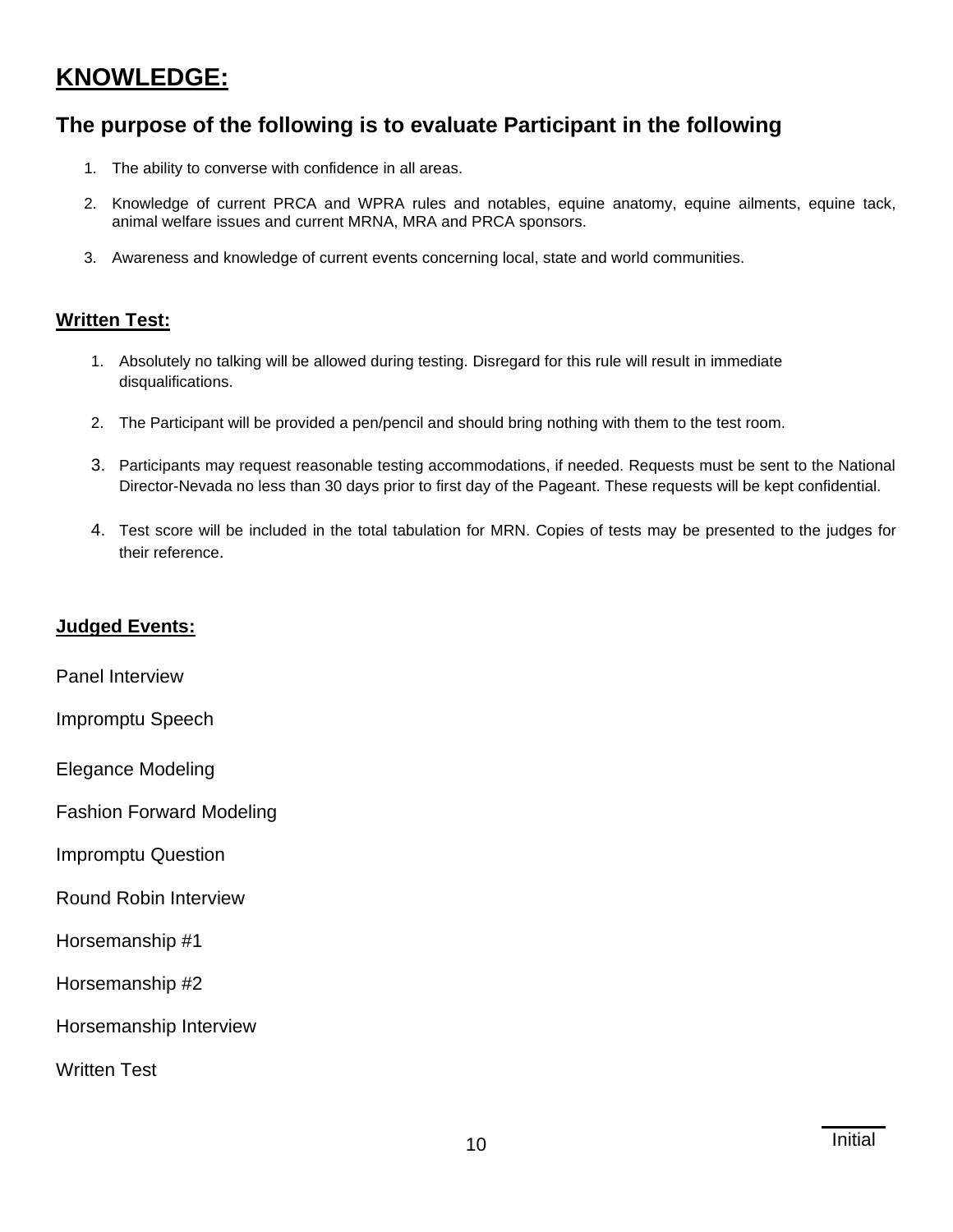# KNOWLEDGE:

## The purpose of the following is to evaluate Participant in the following

1. The ability to converse with confidence in all areas.
2. Knowledge of current PRCA and WPRA rules and notables, equine anatomy, equine ailments, equine tack, animal welfare issues and current MRNA, MRA and PRCA sponsors.
3. Awareness and knowledge of current events concerning local, state and world communities.

### Written Test:

1. Absolutely no talking will be allowed during testing. Disregard for this rule will result in immediate disqualifications.
2. The Participant will be provided a pen/pencil and should bring nothing with them to the test room.
3. Participants may request reasonable testing accommodations, if needed. Requests must be sent to the National Director-Nevada no less than 30 days prior to first day of the Pageant. These requests will be kept confidential.
4. Test score will be included in the total tabulation for MRN. Copies of tests may be presented to the judges for their reference.

### Judged Events:

Panel Interview

Impromptu Speech

Elegance Modeling

Fashion Forward Modeling

Impromptu Question

Round Robin Interview

Horsemanship #1

Horsemanship #2

Horsemanship Interview

Written Test

Initial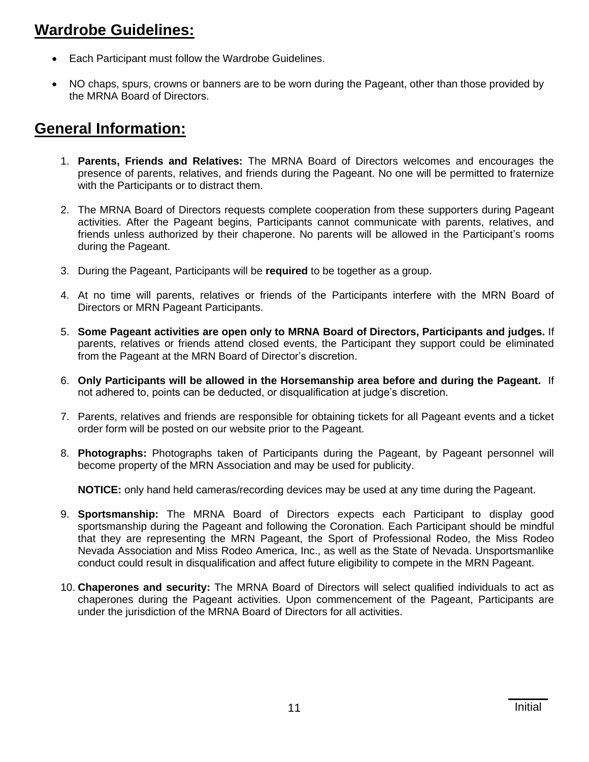## Wardrobe Guidelines:

- Each Participant must follow the Wardrobe Guidelines.
- NO chaps, spurs, crowns or banners are to be worn during the Pageant, other than those provided by the MRNA Board of Directors.

## General Information:

1. **Parents, Friends and Relatives:** The MRNA Board of Directors welcomes and encourages the presence of parents, relatives, and friends during the Pageant. No one will be permitted to fraternize with the Participants or to distract them.

2. The MRNA Board of Directors requests complete cooperation from these supporters during Pageant activities. After the Pageant begins, Participants cannot communicate with parents, relatives, and friends unless authorized by their chaperone. No parents will be allowed in the Participant's rooms during the Pageant.

3. During the Pageant, Participants will be **required** to be together as a group.

4. At no time will parents, relatives or friends of the Participants interfere with the MRN Board of Directors or MRN Pageant Participants.

5. **Some Pageant activities are open only to MRNA Board of Directors, Participants and judges.** If parents, relatives or friends attend closed events, the Participant they support could be eliminated from the Pageant at the MRN Board of Director's discretion.

6. **Only Participants will be allowed in the Horsemanship area before and during the Pageant.** If not adhered to, points can be deducted, or disqualification at judge's discretion.

7. Parents, relatives and friends are responsible for obtaining tickets for all Pageant events and a ticket order form will be posted on our website prior to the Pageant.

8. **Photographs:** Photographs taken of Participants during the Pageant, by Pageant personnel will become property of the MRN Association and may be used for publicity.

   **NOTICE:** only hand held cameras/recording devices may be used at any time during the Pageant.

9. **Sportsmanship:** The MRNA Board of Directors expects each Participant to display good sportsmanship during the Pageant and following the Coronation. Each Participant should be mindful that they are representing the MRN Pageant, the Sport of Professional Rodeo, the Miss Rodeo Nevada Association and Miss Rodeo America, Inc., as well as the State of Nevada. Unsportsmanlike conduct could result in disqualification and affect future eligibility to compete in the MRN Pageant.

10. **Chaperones and security:** The MRNA Board of Directors will select qualified individuals to act as chaperones during the Pageant activities. Upon commencement of the Pageant, Participants are under the jurisdiction of the MRNA Board of Directors for all activities.

Initial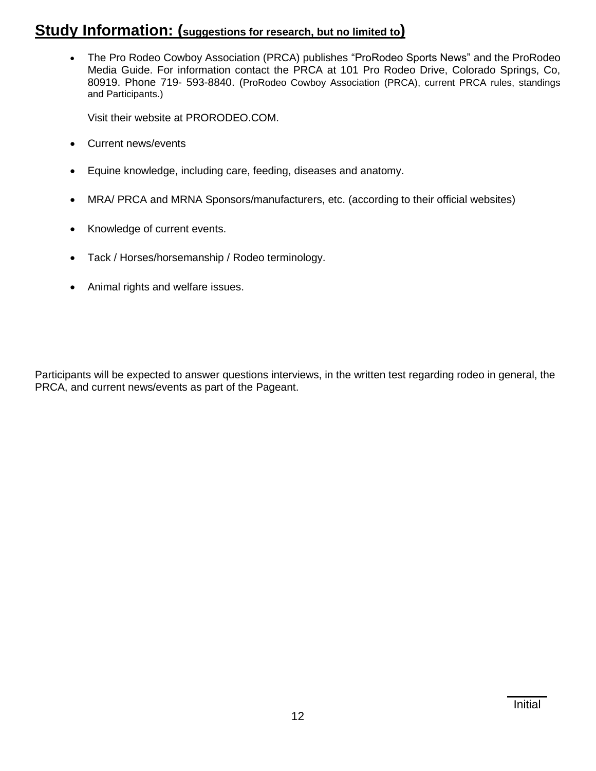## Study Information: (suggestions for research, but no limited to)

- The Pro Rodeo Cowboy Association (PRCA) publishes "ProRodeo Sports News" and the ProRodeo Media Guide. For information contact the PRCA at 101 Pro Rodeo Drive, Colorado Springs, Co, 80919. Phone 719- 593-8840. (ProRodeo Cowboy Association (PRCA), current PRCA rules, standings and Participants.)

  Visit their website at PRORODEO.COM.

- Current news/events
- Equine knowledge, including care, feeding, diseases and anatomy.
- MRA/ PRCA and MRNA Sponsors/manufacturers, etc. (according to their official websites)
- Knowledge of current events.
- Tack / Horses/horsemanship / Rodeo terminology.
- Animal rights and welfare issues.

Participants will be expected to answer questions interviews, in the written test regarding rodeo in general, the PRCA, and current news/events as part of the Pageant.

Initial